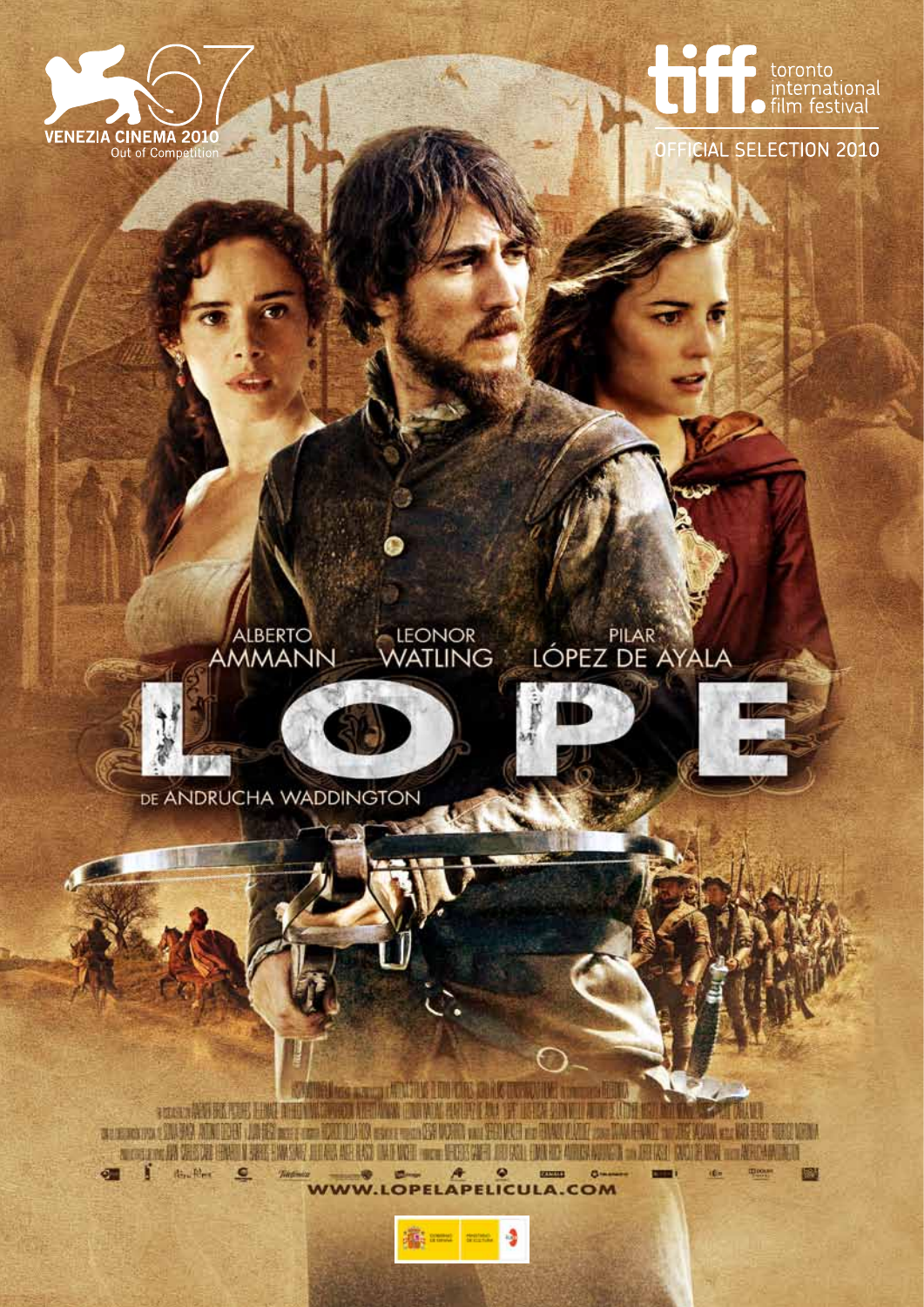VENEZIA CINEMA 2010
Out of Competition

toronto international film festival
OFFICIAL SELECTION 2010

ALBERTO AMMANN

LEONOR WATLING

PILAR LÓPEZ DE AYALA

# LOPE

DE ANDRUCHA WADDINGTON

WWW.LOPELAPELICULA.COM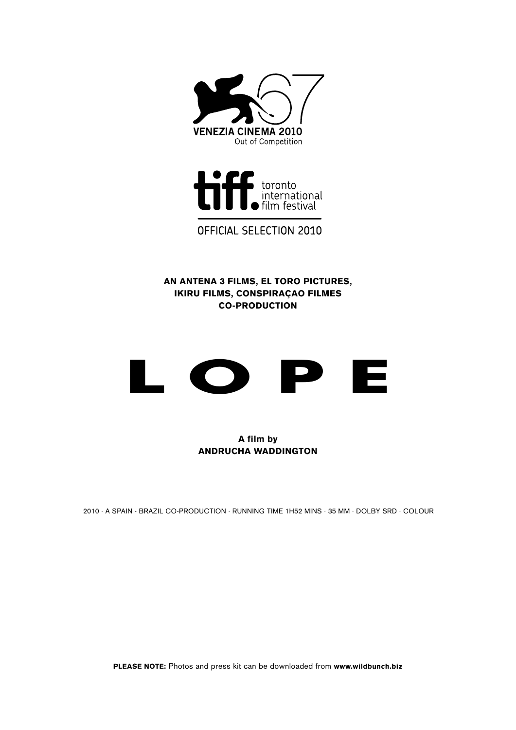VENEZIA CINEMA 2010
Out of Competition

tiff. toronto international film festival

OFFICIAL SELECTION 2010

**AN ANTENA 3 FILMS, EL TORO PICTURES, IKIRU FILMS, CONSPIRAÇAO FILMES CO-PRODUCTION**

# L O P E

**A film by**
**ANDRUCHA WADDINGTON**

2010 · A SPAIN - BRAZIL CO-PRODUCTION · RUNNING TIME 1H52 MINS · 35 MM · DOLBY SRD · COLOUR

**PLEASE NOTE:** Photos and press kit can be downloaded from **www.wildbunch.biz**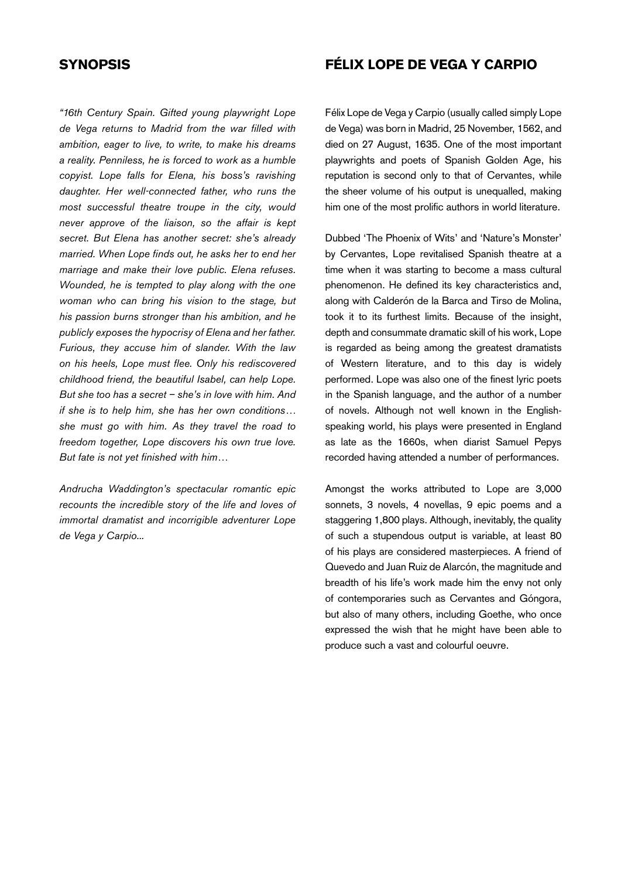## SYNOPSIS

*"16th Century Spain. Gifted young playwright Lope de Vega returns to Madrid from the war filled with ambition, eager to live, to write, to make his dreams a reality. Penniless, he is forced to work as a humble copyist. Lope falls for Elena, his boss's ravishing daughter. Her well-connected father, who runs the most successful theatre troupe in the city, would never approve of the liaison, so the affair is kept secret. But Elena has another secret: she's already married. When Lope finds out, he asks her to end her marriage and make their love public. Elena refuses. Wounded, he is tempted to play along with the one woman who can bring his vision to the stage, but his passion burns stronger than his ambition, and he publicly exposes the hypocrisy of Elena and her father. Furious, they accuse him of slander. With the law on his heels, Lope must flee. Only his rediscovered childhood friend, the beautiful Isabel, can help Lope. But she too has a secret – she's in love with him. And if she is to help him, she has her own conditions… she must go with him. As they travel the road to freedom together, Lope discovers his own true love. But fate is not yet finished with him…*

*Andrucha Waddington's spectacular romantic epic recounts the incredible story of the life and loves of immortal dramatist and incorrigible adventurer Lope de Vega y Carpio...*

## FÉLIX LOPE DE VEGA Y CARPIO

Félix Lope de Vega y Carpio (usually called simply Lope de Vega) was born in Madrid, 25 November, 1562, and died on 27 August, 1635. One of the most important playwrights and poets of Spanish Golden Age, his reputation is second only to that of Cervantes, while the sheer volume of his output is unequalled, making him one of the most prolific authors in world literature.

Dubbed 'The Phoenix of Wits' and 'Nature's Monster' by Cervantes, Lope revitalised Spanish theatre at a time when it was starting to become a mass cultural phenomenon. He defined its key characteristics and, along with Calderón de la Barca and Tirso de Molina, took it to its furthest limits. Because of the insight, depth and consummate dramatic skill of his work, Lope is regarded as being among the greatest dramatists of Western literature, and to this day is widely performed. Lope was also one of the finest lyric poets in the Spanish language, and the author of a number of novels. Although not well known in the English-speaking world, his plays were presented in England as late as the 1660s, when diarist Samuel Pepys recorded having attended a number of performances.

Amongst the works attributed to Lope are 3,000 sonnets, 3 novels, 4 novellas, 9 epic poems and a staggering 1,800 plays. Although, inevitably, the quality of such a stupendous output is variable, at least 80 of his plays are considered masterpieces. A friend of Quevedo and Juan Ruiz de Alarcón, the magnitude and breadth of his life's work made him the envy not only of contemporaries such as Cervantes and Góngora, but also of many others, including Goethe, who once expressed the wish that he might have been able to produce such a vast and colourful oeuvre.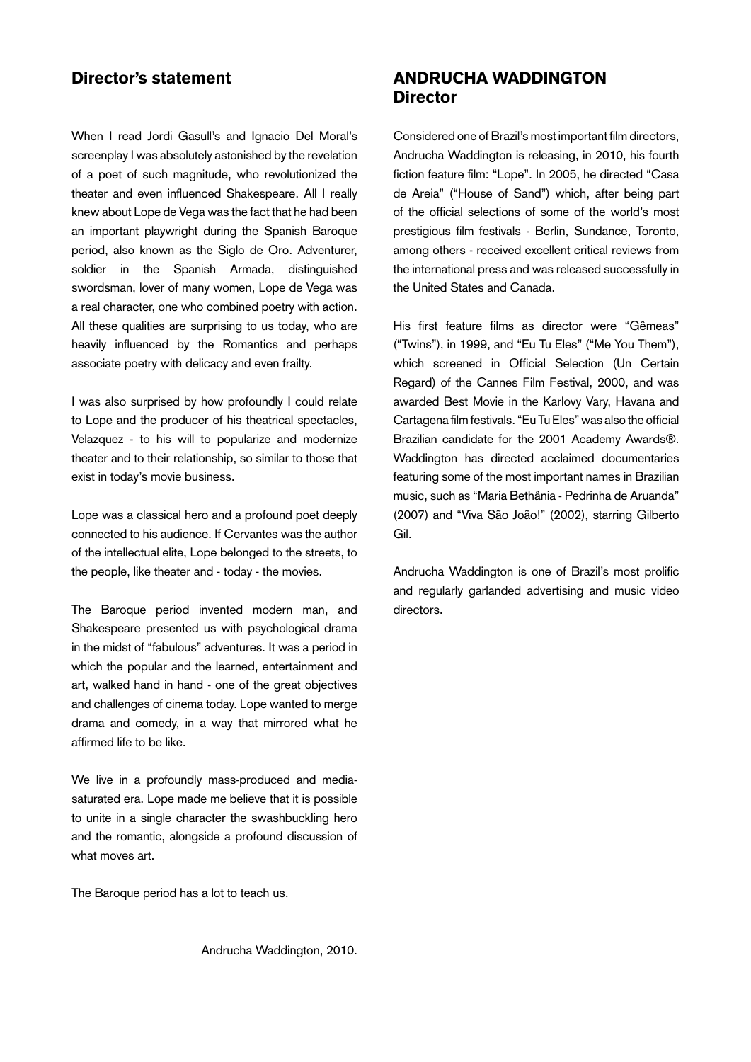## Director's statement

When I read Jordi Gasull's and Ignacio Del Moral's screenplay I was absolutely astonished by the revelation of a poet of such magnitude, who revolutionized the theater and even influenced Shakespeare. All I really knew about Lope de Vega was the fact that he had been an important playwright during the Spanish Baroque period, also known as the Siglo de Oro. Adventurer, soldier in the Spanish Armada, distinguished swordsman, lover of many women, Lope de Vega was a real character, one who combined poetry with action. All these qualities are surprising to us today, who are heavily influenced by the Romantics and perhaps associate poetry with delicacy and even frailty.

I was also surprised by how profoundly I could relate to Lope and the producer of his theatrical spectacles, Velazquez - to his will to popularize and modernize theater and to their relationship, so similar to those that exist in today's movie business.

Lope was a classical hero and a profound poet deeply connected to his audience. If Cervantes was the author of the intellectual elite, Lope belonged to the streets, to the people, like theater and - today - the movies.

The Baroque period invented modern man, and Shakespeare presented us with psychological drama in the midst of "fabulous" adventures. It was a period in which the popular and the learned, entertainment and art, walked hand in hand - one of the great objectives and challenges of cinema today. Lope wanted to merge drama and comedy, in a way that mirrored what he affirmed life to be like.

We live in a profoundly mass-produced and media-saturated era. Lope made me believe that it is possible to unite in a single character the swashbuckling hero and the romantic, alongside a profound discussion of what moves art.

The Baroque period has a lot to teach us.

Andrucha Waddington, 2010.

## ANDRUCHA WADDINGTON Director

Considered one of Brazil's most important film directors, Andrucha Waddington is releasing, in 2010, his fourth fiction feature film: "Lope". In 2005, he directed "Casa de Areia" ("House of Sand") which, after being part of the official selections of some of the world's most prestigious film festivals - Berlin, Sundance, Toronto, among others - received excellent critical reviews from the international press and was released successfully in the United States and Canada.

His first feature films as director were "Gêmeas" ("Twins"), in 1999, and "Eu Tu Eles" ("Me You Them"), which screened in Official Selection (Un Certain Regard) of the Cannes Film Festival, 2000, and was awarded Best Movie in the Karlovy Vary, Havana and Cartagena film festivals. "Eu Tu Eles" was also the official Brazilian candidate for the 2001 Academy Awards®. Waddington has directed acclaimed documentaries featuring some of the most important names in Brazilian music, such as "Maria Bethânia - Pedrinha de Aruanda" (2007) and "Viva São João!" (2002), starring Gilberto Gil.

Andrucha Waddington is one of Brazil's most prolific and regularly garlanded advertising and music video directors.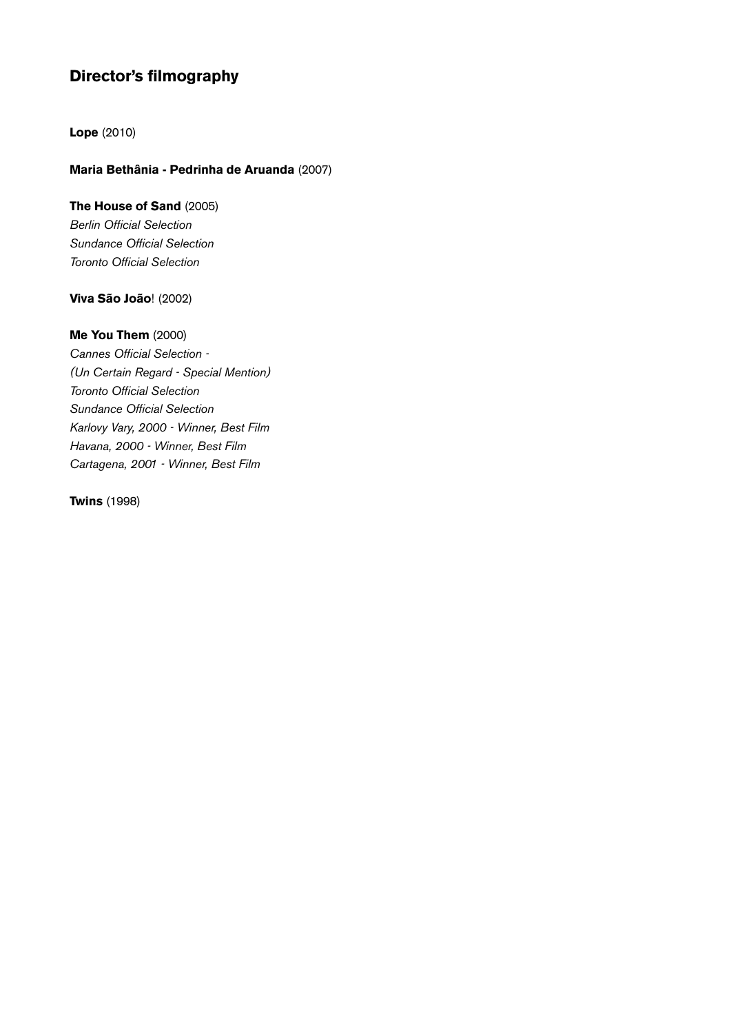## Director’s filmography

**Lope** (2010)

**Maria Bethânia - Pedrinha de Aruanda** (2007)

**The House of Sand** (2005)
*Berlin Official Selection*
*Sundance Official Selection*
*Toronto Official Selection*

**Viva São João**! (2002)

**Me You Them** (2000)
*Cannes Official Selection -*
*(Un Certain Regard - Special Mention)*
*Toronto Official Selection*
*Sundance Official Selection*
*Karlovy Vary, 2000 - Winner, Best Film*
*Havana, 2000 - Winner, Best Film*
*Cartagena, 2001 - Winner, Best Film*

**Twins** (1998)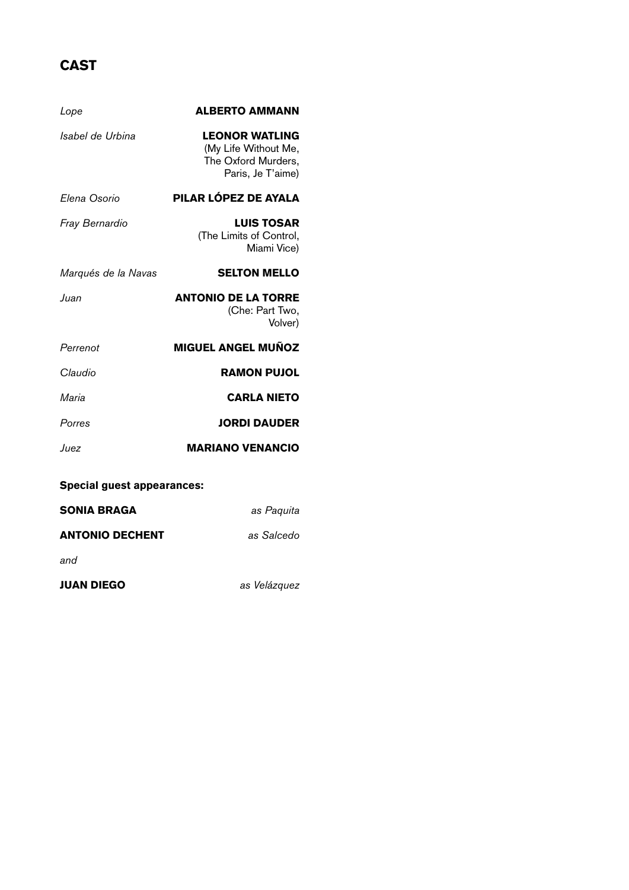## CAST

| | |
|---|---|
| *Lope* | **ALBERTO AMMANN** |
| *Isabel de Urbina* | **LEONOR WATLING** (My Life Without Me, The Oxford Murders, Paris, Je T'aime) |
| *Elena Osorio* | **PILAR LÓPEZ DE AYALA** |
| *Fray Bernardio* | **LUIS TOSAR** (The Limits of Control, Miami Vice) |
| *Marqués de la Navas* | **SELTON MELLO** |
| *Juan* | **ANTONIO DE LA TORRE** (Che: Part Two, Volver) |
| *Perrenot* | **MIGUEL ANGEL MUÑOZ** |
| *Claudio* | **RAMON PUJOL** |
| *Maria* | **CARLA NIETO** |
| *Porres* | **JORDI DAUDER** |
| *Juez* | **MARIANO VENANCIO** |

**Special guest appearances:**

| | |
|---|---|
| **SONIA BRAGA** | *as Paquita* |
| **ANTONIO DECHENT** | *as Salcedo* |

*and*

| | |
|---|---|
| **JUAN DIEGO** | *as Velázquez* |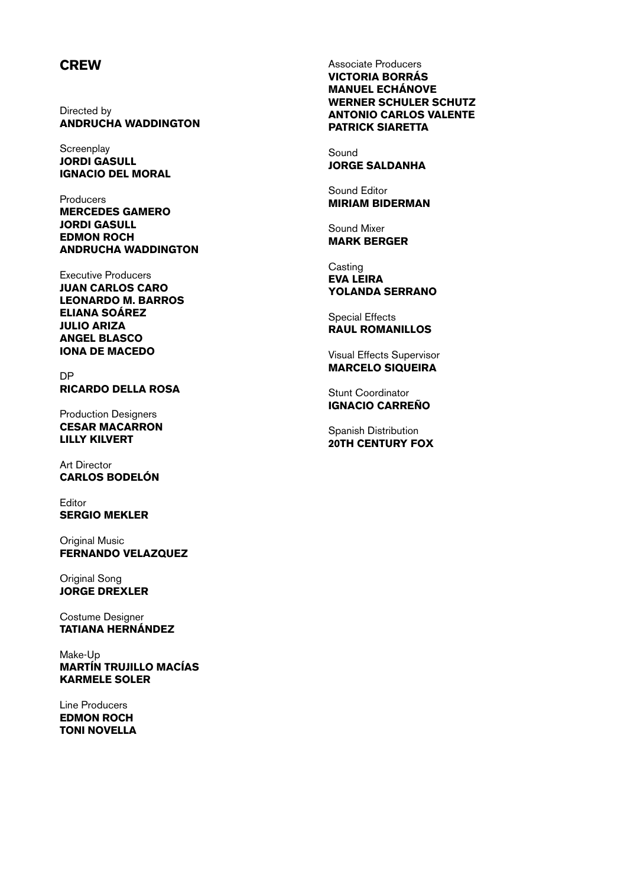## CREW

Directed by
**ANDRUCHA WADDINGTON**

Screenplay
**JORDI GASULL**
**IGNACIO DEL MORAL**

Producers
**MERCEDES GAMERO**
**JORDI GASULL**
**EDMON ROCH**
**ANDRUCHA WADDINGTON**

Executive Producers
**JUAN CARLOS CARO**
**LEONARDO M. BARROS**
**ELIANA SOÁREZ**
**JULIO ARIZA**
**ANGEL BLASCO**
**IONA DE MACEDO**

DP
**RICARDO DELLA ROSA**

Production Designers
**CESAR MACARRON**
**LILLY KILVERT**

Art Director
**CARLOS BODELÓN**

Editor
**SERGIO MEKLER**

Original Music
**FERNANDO VELAZQUEZ**

Original Song
**JORGE DREXLER**

Costume Designer
**TATIANA HERNÁNDEZ**

Make-Up
**MARTÍN TRUJILLO MACÍAS**
**KARMELE SOLER**

Line Producers
**EDMON ROCH**
**TONI NOVELLA**

Associate Producers
**VICTORIA BORRÁS**
**MANUEL ECHÁNOVE**
**WERNER SCHULER SCHUTZ**
**ANTONIO CARLOS VALENTE**
**PATRICK SIARETTA**

Sound
**JORGE SALDANHA**

Sound Editor
**MIRIAM BIDERMAN**

Sound Mixer
**MARK BERGER**

Casting
**EVA LEIRA**
**YOLANDA SERRANO**

Special Effects
**RAUL ROMANILLOS**

Visual Effects Supervisor
**MARCELO SIQUEIRA**

Stunt Coordinator
**IGNACIO CARREÑO**

Spanish Distribution
**20TH CENTURY FOX**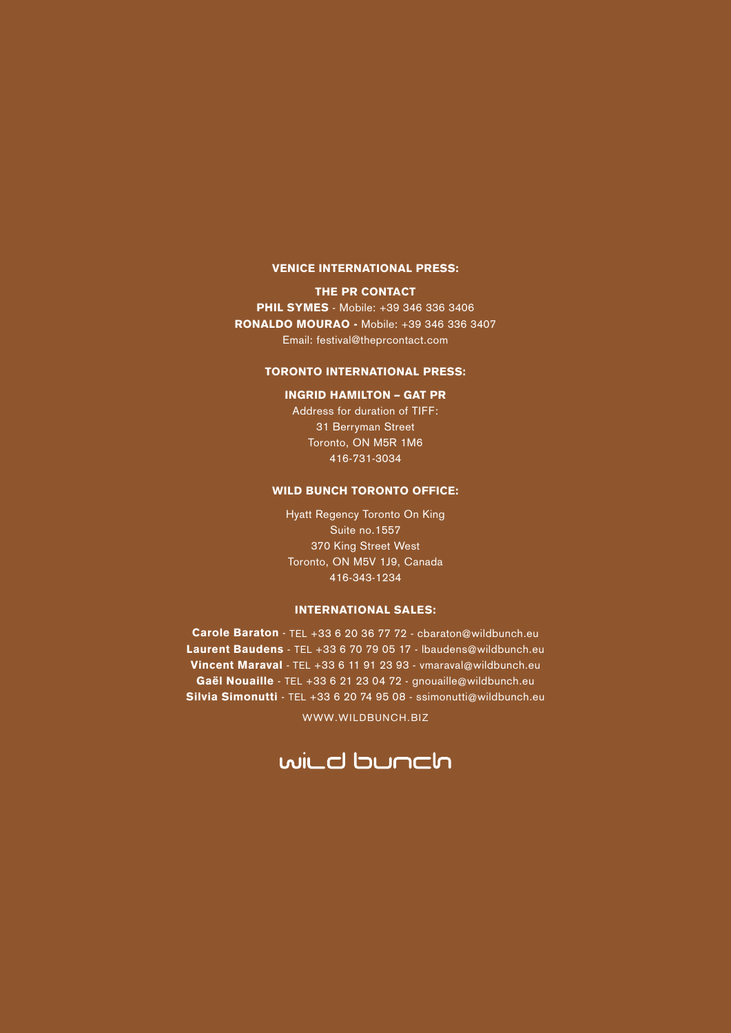**VENICE INTERNATIONAL PRESS:**

**THE PR CONTACT**
**PHIL SYMES** - Mobile: +39 346 336 3406
**RONALDO MOURAO -** Mobile: +39 346 336 3407
Email: festival@theprcontact.com

**TORONTO INTERNATIONAL PRESS:**

**INGRID HAMILTON – GAT PR**
Address for duration of TIFF:
31 Berryman Street
Toronto, ON M5R 1M6
416-731-3034

**WILD BUNCH TORONTO OFFICE:**

Hyatt Regency Toronto On King
Suite no.1557
370 King Street West
Toronto, ON M5V 1J9, Canada
416-343-1234

**INTERNATIONAL SALES:**

**Carole Baraton** - TEL +33 6 20 36 77 72 - cbaraton@wildbunch.eu
**Laurent Baudens** - TEL +33 6 70 79 05 17 - lbaudens@wildbunch.eu
**Vincent Maraval** - TEL +33 6 11 91 23 93 - vmaraval@wildbunch.eu
**Gaël Nouaille** - TEL +33 6 21 23 04 72 - gnouaille@wildbunch.eu
**Silvia Simonutti** - TEL +33 6 20 74 95 08 - ssimonutti@wildbunch.eu

WWW.WILDBUNCH.BIZ

wild bunch